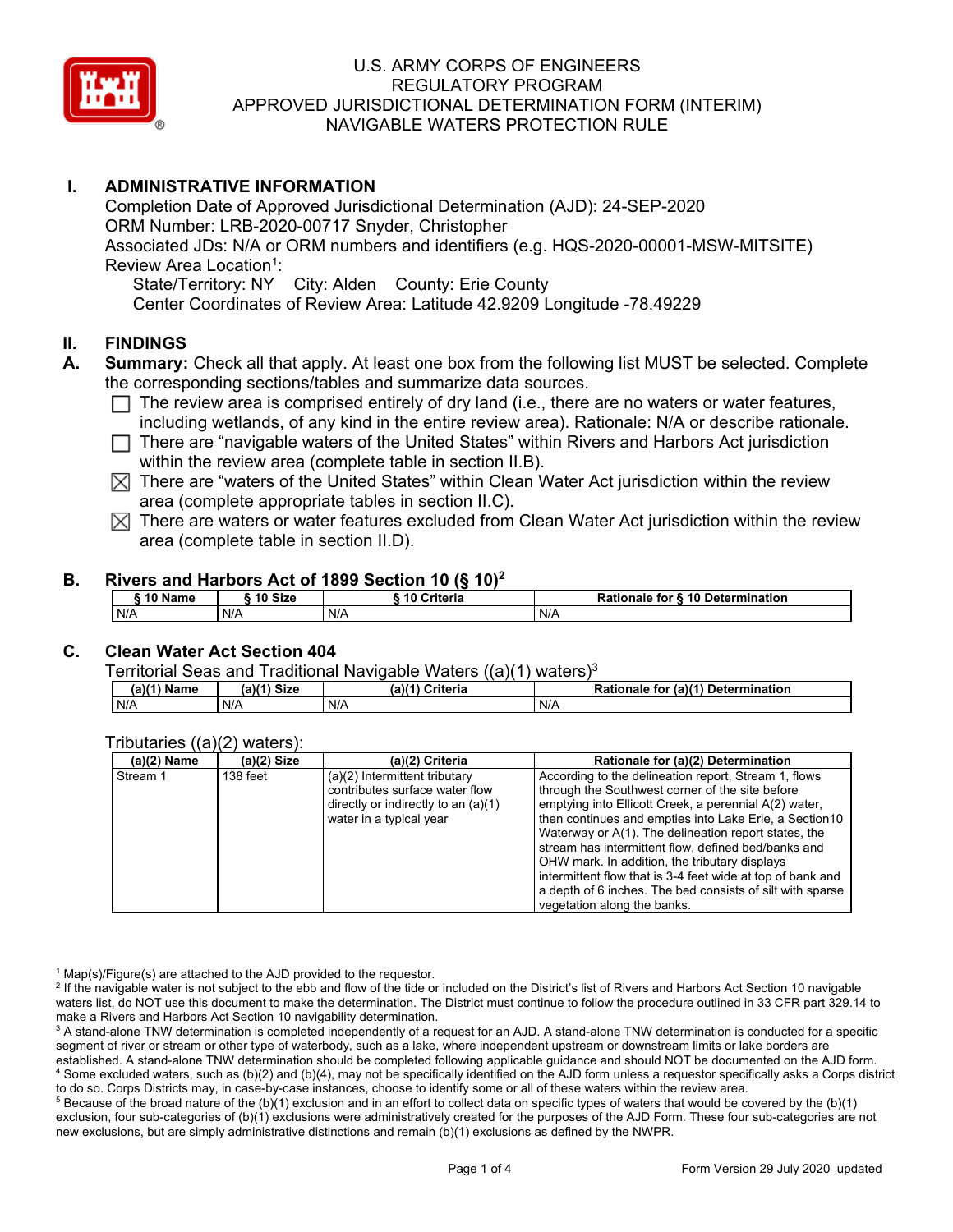# U.S. ARMY CORPS OF ENGINEERS
# REGULATORY PROGRAM
# APPROVED JURISDICTIONAL DETERMINATION FORM (INTERIM)
# NAVIGABLE WATERS PROTECTION RULE

## I. ADMINISTRATIVE INFORMATION

Completion Date of Approved Jurisdictional Determination (AJD): 24-SEP-2020
ORM Number: LRB-2020-00717 Snyder, Christopher
Associated JDs: N/A or ORM numbers and identifiers (e.g. HQS-2020-00001-MSW-MITSITE)
Review Area Location[1]:
State/Territory: NY City: Alden County: Erie County
Center Coordinates of Review Area: Latitude 42.9209 Longitude -78.49229

## II. FINDINGS

**A. Summary:** Check all that apply. At least one box from the following list MUST be selected. Complete the corresponding sections/tables and summarize data sources.

- ☐ The review area is comprised entirely of dry land (i.e., there are no waters or water features, including wetlands, of any kind in the entire review area). Rationale: N/A or describe rationale.
- ☐ There are "navigable waters of the United States" within Rivers and Harbors Act jurisdiction within the review area (complete table in section II.B).
- ☒ There are "waters of the United States" within Clean Water Act jurisdiction within the review area (complete appropriate tables in section II.C).
- ☒ There are waters or water features excluded from Clean Water Act jurisdiction within the review area (complete table in section II.D).

**B. Rivers and Harbors Act of 1899 Section 10 (§ 10)[2]**

| § 10 Name | § 10 Size | § 10 Criteria | Rationale for § 10 Determination |
|---|---|---|---|
| N/A | N/A | N/A | N/A |

**C. Clean Water Act Section 404**

Territorial Seas and Traditional Navigable Waters ((a)(1) waters)[3]

| (a)(1) Name | (a)(1) Size | (a)(1) Criteria | Rationale for (a)(1) Determination |
|---|---|---|---|
| N/A | N/A | N/A | N/A |

Tributaries ((a)(2) waters):

| (a)(2) Name | (a)(2) Size | (a)(2) Criteria | Rationale for (a)(2) Determination |
|---|---|---|---|
| Stream 1 | 138 feet | (a)(2) Intermittent tributary contributes surface water flow directly or indirectly to an (a)(1) water in a typical year | According to the delineation report, Stream 1, flows through the Southwest corner of the site before emptying into Ellicott Creek, a perennial A(2) water, then continues and empties into Lake Erie, a Section10 Waterway or A(1). The delineation report states, the stream has intermittent flow, defined bed/banks and OHW mark. In addition, the tributary displays intermittent flow that is 3-4 feet wide at top of bank and a depth of 6 inches. The bed consists of silt with sparse vegetation along the banks. |

[1] Map(s)/Figure(s) are attached to the AJD provided to the requestor.
[2] If the navigable water is not subject to the ebb and flow of the tide or included on the District's list of Rivers and Harbors Act Section 10 navigable waters list, do NOT use this document to make the determination. The District must continue to follow the procedure outlined in 33 CFR part 329.14 to make a Rivers and Harbors Act Section 10 navigability determination.
[3] A stand-alone TNW determination is completed independently of a request for an AJD. A stand-alone TNW determination is conducted for a specific segment of river or stream or other type of waterbody, such as a lake, where independent upstream or downstream limits or lake borders are established. A stand-alone TNW determination should be completed following applicable guidance and should NOT be documented on the AJD form.
[4] Some excluded waters, such as (b)(2) and (b)(4), may not be specifically identified on the AJD form unless a requestor specifically asks a Corps district to do so. Corps Districts may, in case-by-case instances, choose to identify some or all of these waters within the review area.
[5] Because of the broad nature of the (b)(1) exclusion and in an effort to collect data on specific types of waters that would be covered by the (b)(1) exclusion, four sub-categories of (b)(1) exclusions were administratively created for the purposes of the AJD Form. These four sub-categories are not new exclusions, but are simply administrative distinctions and remain (b)(1) exclusions as defined by the NWPR.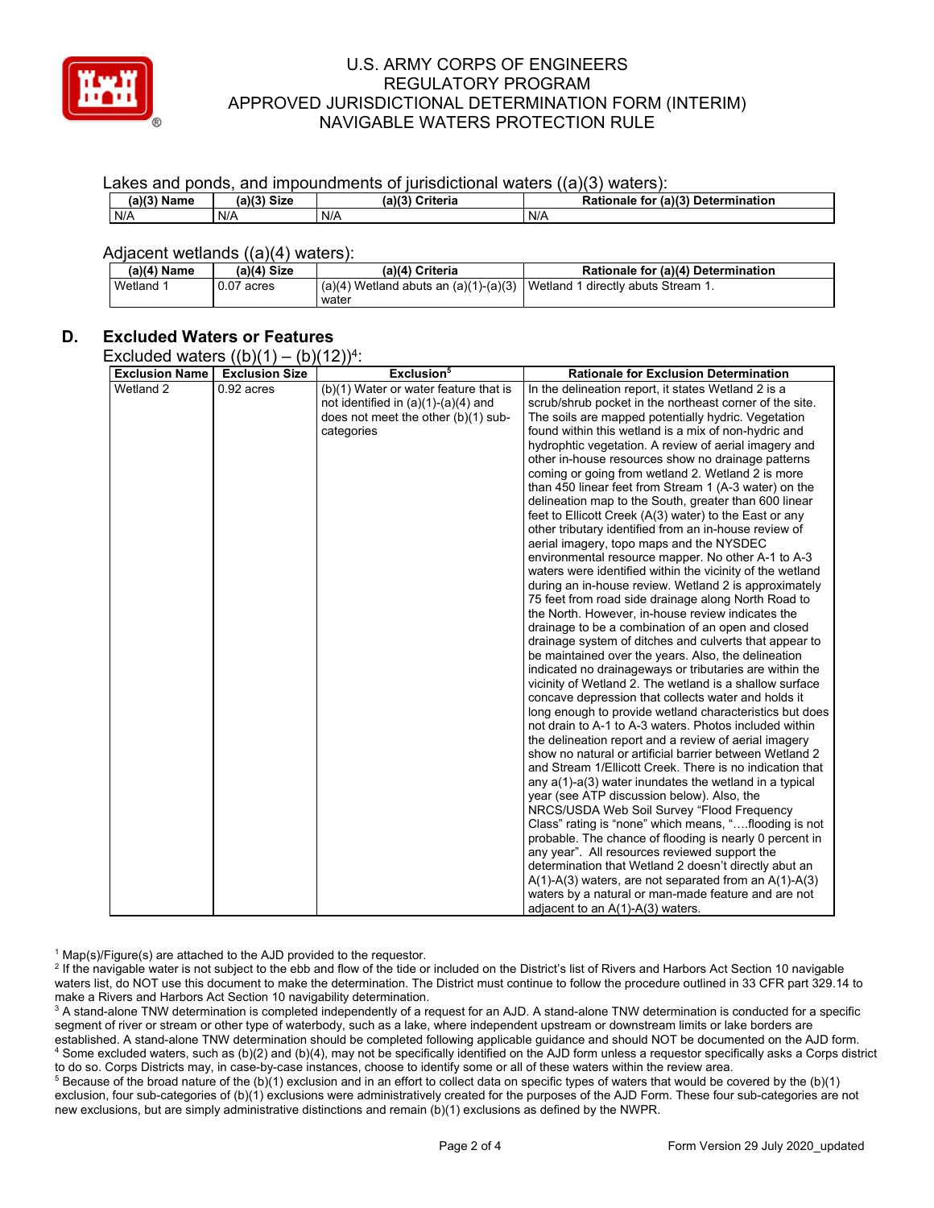Lakes and ponds, and impoundments of jurisdictional waters ((a)(3) waters):

| (a)(3) Name | (a)(3) Size | (a)(3) Criteria | Rationale for (a)(3) Determination |
|---|---|---|---|
| N/A | N/A | N/A | N/A |

Adjacent wetlands ((a)(4) waters):

| (a)(4) Name | (a)(4) Size | (a)(4) Criteria | Rationale for (a)(4) Determination |
|---|---|---|---|
| Wetland 1 | 0.07 acres | (a)(4) Wetland abuts an (a)(1)-(a)(3) water | Wetland 1 directly abuts Stream 1. |

## D. Excluded Waters or Features

Excluded waters ((b)(1) – (b)(12))[4]:

| Exclusion Name | Exclusion Size | Exclusion[5] | Rationale for Exclusion Determination |
|---|---|---|---|
| Wetland 2 | 0.92 acres | (b)(1) Water or water feature that is not identified in (a)(1)-(a)(4) and does not meet the other (b)(1) sub-categories | In the delineation report, it states Wetland 2 is a scrub/shrub pocket in the northeast corner of the site. The soils are mapped potentially hydric. Vegetation found within this wetland is a mix of non-hydric and hydrophtic vegetation. A review of aerial imagery and other in-house resources show no drainage patterns coming or going from wetland 2. Wetland 2 is more than 450 linear feet from Stream 1 (A-3 water) on the delineation map to the South, greater than 600 linear feet to Ellicott Creek (A(3) water) to the East or any other tributary identified from an in-house review of aerial imagery, topo maps and the NYSDEC environmental resource mapper. No other A-1 to A-3 waters were identified within the vicinity of the wetland during an in-house review. Wetland 2 is approximately 75 feet from road side drainage along North Road to the North. However, in-house review indicates the drainage to be a combination of an open and closed drainage system of ditches and culverts that appear to be maintained over the years. Also, the delineation indicated no drainageways or tributaries are within the vicinity of Wetland 2. The wetland is a shallow surface concave depression that collects water and holds it long enough to provide wetland characteristics but does not drain to A-1 to A-3 waters. Photos included within the delineation report and a review of aerial imagery show no natural or artificial barrier between Wetland 2 and Stream 1/Ellicott Creek. There is no indication that any a(1)-a(3) water inundates the wetland in a typical year (see ATP discussion below). Also, the NRCS/USDA Web Soil Survey "Flood Frequency Class" rating is "none" which means, "….flooding is not probable. The chance of flooding is nearly 0 percent in any year". All resources reviewed support the determination that Wetland 2 doesn't directly abut an A(1)-A(3) waters, are not separated from an A(1)-A(3) waters by a natural or man-made feature and are not adjacent to an A(1)-A(3) waters. |

[1] Map(s)/Figure(s) are attached to the AJD provided to the requestor.
[2] If the navigable water is not subject to the ebb and flow of the tide or included on the District's list of Rivers and Harbors Act Section 10 navigable waters list, do NOT use this document to make the determination. The District must continue to follow the procedure outlined in 33 CFR part 329.14 to make a Rivers and Harbors Act Section 10 navigability determination.
[3] A stand-alone TNW determination is completed independently of a request for an AJD. A stand-alone TNW determination is conducted for a specific segment of river or stream or other type of waterbody, such as a lake, where independent upstream or downstream limits or lake borders are established. A stand-alone TNW determination should be completed following applicable guidance and should NOT be documented on the AJD form.
[4] Some excluded waters, such as (b)(2) and (b)(4), may not be specifically identified on the AJD form unless a requestor specifically asks a Corps district to do so. Corps Districts may, in case-by-case instances, choose to identify some or all of these waters within the review area.
[5] Because of the broad nature of the (b)(1) exclusion and in an effort to collect data on specific types of waters that would be covered by the (b)(1) exclusion, four sub-categories of (b)(1) exclusions were administratively created for the purposes of the AJD Form. These four sub-categories are not new exclusions, but are simply administrative distinctions and remain (b)(1) exclusions as defined by the NWPR.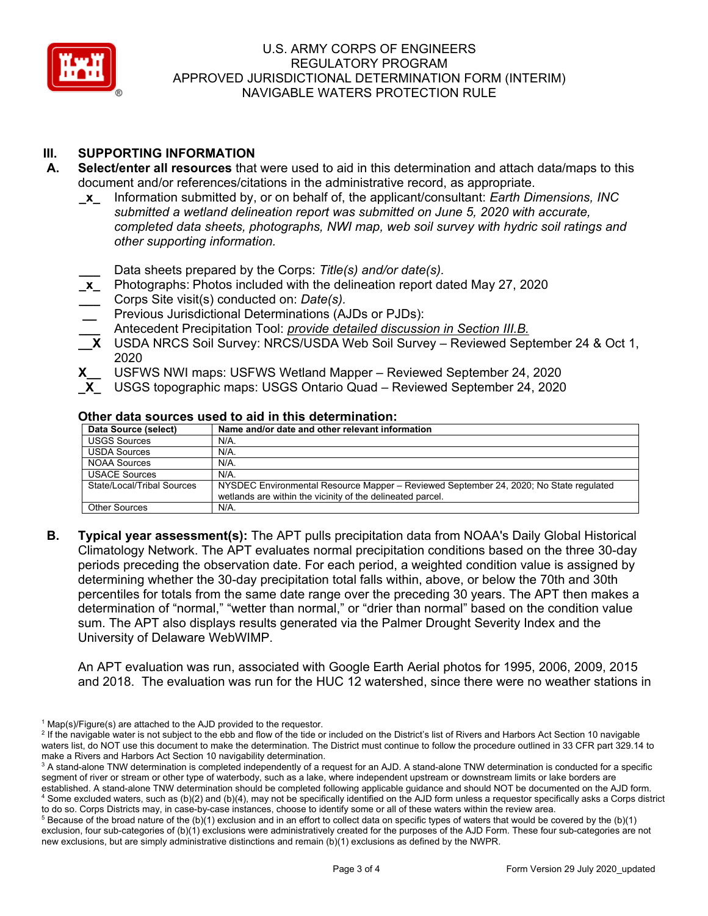## III. SUPPORTING INFORMATION

**A. Select/enter all resources** that were used to aid in this determination and attach data/maps to this document and/or references/citations in the administrative record, as appropriate.

_x_ Information submitted by, or on behalf of, the applicant/consultant: *Earth Dimensions, INC submitted a wetland delineation report was submitted on June 5, 2020 with accurate, completed data sheets, photographs, NWI map, web soil survey with hydric soil ratings and other supporting information.*

___ Data sheets prepared by the Corps: *Title(s) and/or date(s).*

_x_ Photographs: Photos included with the delineation report dated May 27, 2020

___ Corps Site visit(s) conducted on: *Date(s).*

__ Previous Jurisdictional Determinations (AJDs or PJDs):

___ Antecedent Precipitation Tool: *provide detailed discussion in Section III.B.*

__X USDA NRCS Soil Survey: NRCS/USDA Web Soil Survey – Reviewed September 24 & Oct 1, 2020

X__ USFWS NWI maps: USFWS Wetland Mapper – Reviewed September 24, 2020

_X_ USGS topographic maps: USGS Ontario Quad – Reviewed September 24, 2020

### Other data sources used to aid in this determination:

| Data Source (select) | Name and/or date and other relevant information |
|---|---|
| USGS Sources | N/A. |
| USDA Sources | N/A. |
| NOAA Sources | N/A. |
| USACE Sources | N/A. |
| State/Local/Tribal Sources | NYSDEC Environmental Resource Mapper – Reviewed September 24, 2020; No State regulated wetlands are within the vicinity of the delineated parcel. |
| Other Sources | N/A. |

**B. Typical year assessment(s):** The APT pulls precipitation data from NOAA's Daily Global Historical Climatology Network. The APT evaluates normal precipitation conditions based on the three 30-day periods preceding the observation date. For each period, a weighted condition value is assigned by determining whether the 30-day precipitation total falls within, above, or below the 70th and 30th percentiles for totals from the same date range over the preceding 30 years. The APT then makes a determination of "normal," "wetter than normal," or "drier than normal" based on the condition value sum. The APT also displays results generated via the Palmer Drought Severity Index and the University of Delaware WebWIMP.

An APT evaluation was run, associated with Google Earth Aerial photos for 1995, 2006, 2009, 2015 and 2018. The evaluation was run for the HUC 12 watershed, since there were no weather stations in

---

[1] Map(s)/Figure(s) are attached to the AJD provided to the requestor.

[2] If the navigable water is not subject to the ebb and flow of the tide or included on the District's list of Rivers and Harbors Act Section 10 navigable waters list, do NOT use this document to make the determination. The District must continue to follow the procedure outlined in 33 CFR part 329.14 to make a Rivers and Harbors Act Section 10 navigability determination.

[3] A stand-alone TNW determination is completed independently of a request for an AJD. A stand-alone TNW determination is conducted for a specific segment of river or stream or other type of waterbody, such as a lake, where independent upstream or downstream limits or lake borders are established. A stand-alone TNW determination should be completed following applicable guidance and should NOT be documented on the AJD form.

[4] Some excluded waters, such as (b)(2) and (b)(4), may not be specifically identified on the AJD form unless a requestor specifically asks a Corps district to do so. Corps Districts may, in case-by-case instances, choose to identify some or all of these waters within the review area.

[5] Because of the broad nature of the (b)(1) exclusion and in an effort to collect data on specific types of waters that would be covered by the (b)(1) exclusion, four sub-categories of (b)(1) exclusions were administratively created for the purposes of the AJD Form. These four sub-categories are not new exclusions, but are simply administrative distinctions and remain (b)(1) exclusions as defined by the NWPR.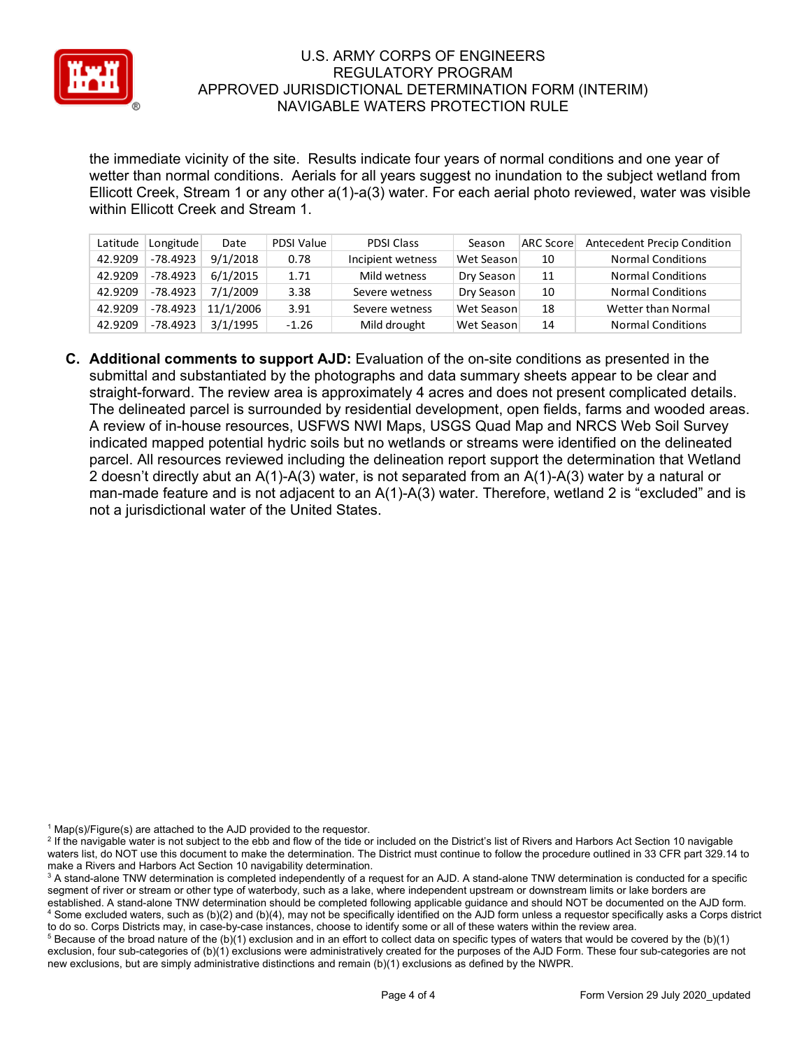the immediate vicinity of the site. Results indicate four years of normal conditions and one year of wetter than normal conditions. Aerials for all years suggest no inundation to the subject wetland from Ellicott Creek, Stream 1 or any other a(1)-a(3) water. For each aerial photo reviewed, water was visible within Ellicott Creek and Stream 1.

| Latitude | Longitude | Date | PDSI Value | PDSI Class | Season | ARC Score | Antecedent Precip Condition |
|---|---|---|---|---|---|---|---|
| 42.9209 | -78.4923 | 9/1/2018 | 0.78 | Incipient wetness | Wet Season | 10 | Normal Conditions |
| 42.9209 | -78.4923 | 6/1/2015 | 1.71 | Mild wetness | Dry Season | 11 | Normal Conditions |
| 42.9209 | -78.4923 | 7/1/2009 | 3.38 | Severe wetness | Dry Season | 10 | Normal Conditions |
| 42.9209 | -78.4923 | 11/1/2006 | 3.91 | Severe wetness | Wet Season | 18 | Wetter than Normal |
| 42.9209 | -78.4923 | 3/1/1995 | -1.26 | Mild drought | Wet Season | 14 | Normal Conditions |

C. **Additional comments to support AJD:** Evaluation of the on-site conditions as presented in the submittal and substantiated by the photographs and data summary sheets appear to be clear and straight-forward. The review area is approximately 4 acres and does not present complicated details. The delineated parcel is surrounded by residential development, open fields, farms and wooded areas. A review of in-house resources, USFWS NWI Maps, USGS Quad Map and NRCS Web Soil Survey indicated mapped potential hydric soils but no wetlands or streams were identified on the delineated parcel. All resources reviewed including the delineation report support the determination that Wetland 2 doesn't directly abut an A(1)-A(3) water, is not separated from an A(1)-A(3) water by a natural or man-made feature and is not adjacent to an A(1)-A(3) water. Therefore, wetland 2 is "excluded" and is not a jurisdictional water of the United States.

[1] Map(s)/Figure(s) are attached to the AJD provided to the requestor.
[2] If the navigable water is not subject to the ebb and flow of the tide or included on the District's list of Rivers and Harbors Act Section 10 navigable waters list, do NOT use this document to make the determination. The District must continue to follow the procedure outlined in 33 CFR part 329.14 to make a Rivers and Harbors Act Section 10 navigability determination.
[3] A stand-alone TNW determination is completed independently of a request for an AJD. A stand-alone TNW determination is conducted for a specific segment of river or stream or other type of waterbody, such as a lake, where independent upstream or downstream limits or lake borders are established. A stand-alone TNW determination should be completed following applicable guidance and should NOT be documented on the AJD form.
[4] Some excluded waters, such as (b)(2) and (b)(4), may not be specifically identified on the AJD form unless a requestor specifically asks a Corps district to do so. Corps Districts may, in case-by-case instances, choose to identify some or all of these waters within the review area.
[5] Because of the broad nature of the (b)(1) exclusion and in an effort to collect data on specific types of waters that would be covered by the (b)(1) exclusion, four sub-categories of (b)(1) exclusions were administratively created for the purposes of the AJD Form. These four sub-categories are not new exclusions, but are simply administrative distinctions and remain (b)(1) exclusions as defined by the NWPR.